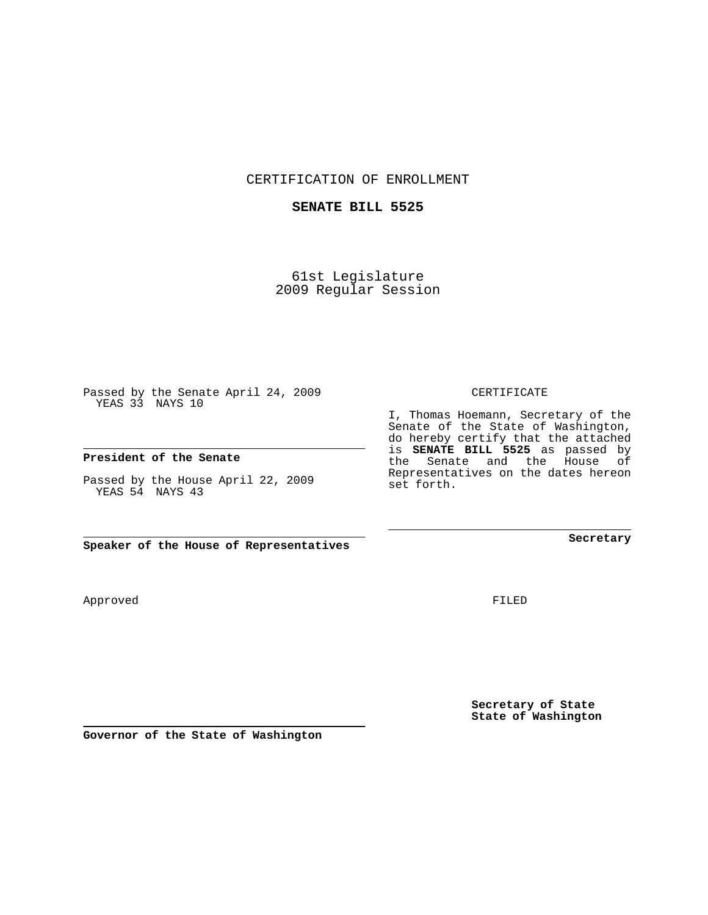CERTIFICATION OF ENROLLMENT

**SENATE BILL 5525**

61st Legislature
2009 Regular Session

Passed by the Senate April 24, 2009
YEAS 33 NAYS 10

**President of the Senate**

Passed by the House April 22, 2009
YEAS 54 NAYS 43

**Speaker of the House of Representatives**

CERTIFICATE

I, Thomas Hoemann, Secretary of the Senate of the State of Washington, do hereby certify that the attached is **SENATE BILL 5525** as passed by the Senate and the House of Representatives on the dates hereon set forth.

**Secretary**

Approved

FILED

**Secretary of State**
**State of Washington**

**Governor of the State of Washington**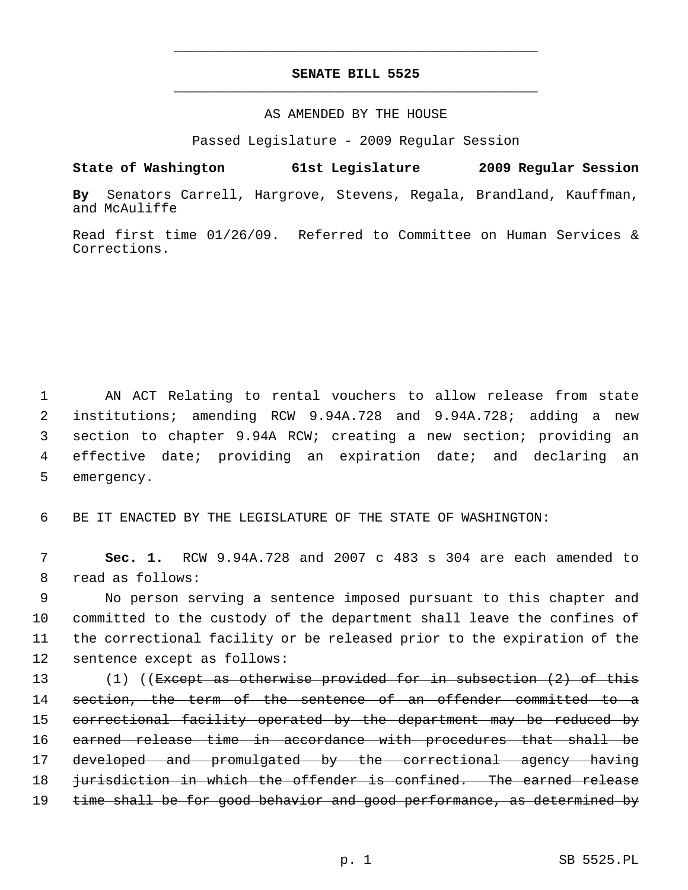# SENATE BILL 5525

AS AMENDED BY THE HOUSE

Passed Legislature - 2009 Regular Session

**State of Washington 61st Legislature 2009 Regular Session**

**By** Senators Carrell, Hargrove, Stevens, Regala, Brandland, Kauffman, and McAuliffe

Read first time 01/26/09. Referred to Committee on Human Services & Corrections.

1 AN ACT Relating to rental vouchers to allow release from state
2 institutions; amending RCW 9.94A.728 and 9.94A.728; adding a new
3 section to chapter 9.94A RCW; creating a new section; providing an
4 effective date; providing an expiration date; and declaring an
5 emergency.

6 BE IT ENACTED BY THE LEGISLATURE OF THE STATE OF WASHINGTON:

7 **Sec. 1.** RCW 9.94A.728 and 2007 c 483 s 304 are each amended to
8 read as follows:

9 No person serving a sentence imposed pursuant to this chapter and
10 committed to the custody of the department shall leave the confines of
11 the correctional facility or be released prior to the expiration of the
12 sentence except as follows:

13 (1) ((~~Except as otherwise provided for in subsection (2) of this~~
14 ~~section, the term of the sentence of an offender committed to a~~
15 ~~correctional facility operated by the department may be reduced by~~
16 ~~earned release time in accordance with procedures that shall be~~
17 ~~developed and promulgated by the correctional agency having~~
18 ~~jurisdiction in which the offender is confined. The earned release~~
19 ~~time shall be for good behavior and good performance, as determined by~~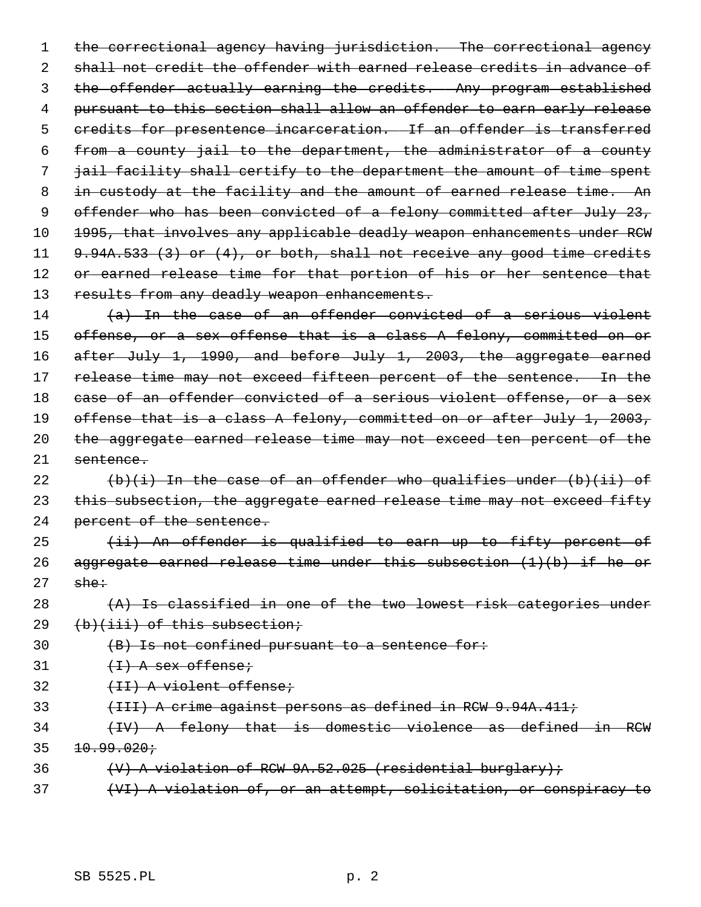~~the correctional agency having jurisdiction. The correctional agency shall not credit the offender with earned release credits in advance of the offender actually earning the credits. Any program established pursuant to this section shall allow an offender to earn early release credits for presentence incarceration. If an offender is transferred from a county jail to the department, the administrator of a county jail facility shall certify to the department the amount of time spent in custody at the facility and the amount of earned release time. An offender who has been convicted of a felony committed after July 23, 1995, that involves any applicable deadly weapon enhancements under RCW 9.94A.533 (3) or (4), or both, shall not receive any good time credits or earned release time for that portion of his or her sentence that results from any deadly weapon enhancements.~~

~~(a) In the case of an offender convicted of a serious violent offense, or a sex offense that is a class A felony, committed on or after July 1, 1990, and before July 1, 2003, the aggregate earned release time may not exceed fifteen percent of the sentence. In the case of an offender convicted of a serious violent offense, or a sex offense that is a class A felony, committed on or after July 1, 2003, the aggregate earned release time may not exceed ten percent of the sentence.~~

~~(b)(i) In the case of an offender who qualifies under (b)(ii) of this subsection, the aggregate earned release time may not exceed fifty percent of the sentence.~~

~~(ii) An offender is qualified to earn up to fifty percent of aggregate earned release time under this subsection (1)(b) if he or she:~~

~~(A) Is classified in one of the two lowest risk categories under (b)(iii) of this subsection;~~

~~(B) Is not confined pursuant to a sentence for:~~

~~(I) A sex offense;~~

~~(II) A violent offense;~~

~~(III) A crime against persons as defined in RCW 9.94A.411;~~

~~(IV) A felony that is domestic violence as defined in RCW 10.99.020;~~

~~(V) A violation of RCW 9A.52.025 (residential burglary);~~

~~(VI) A violation of, or an attempt, solicitation, or conspiracy to~~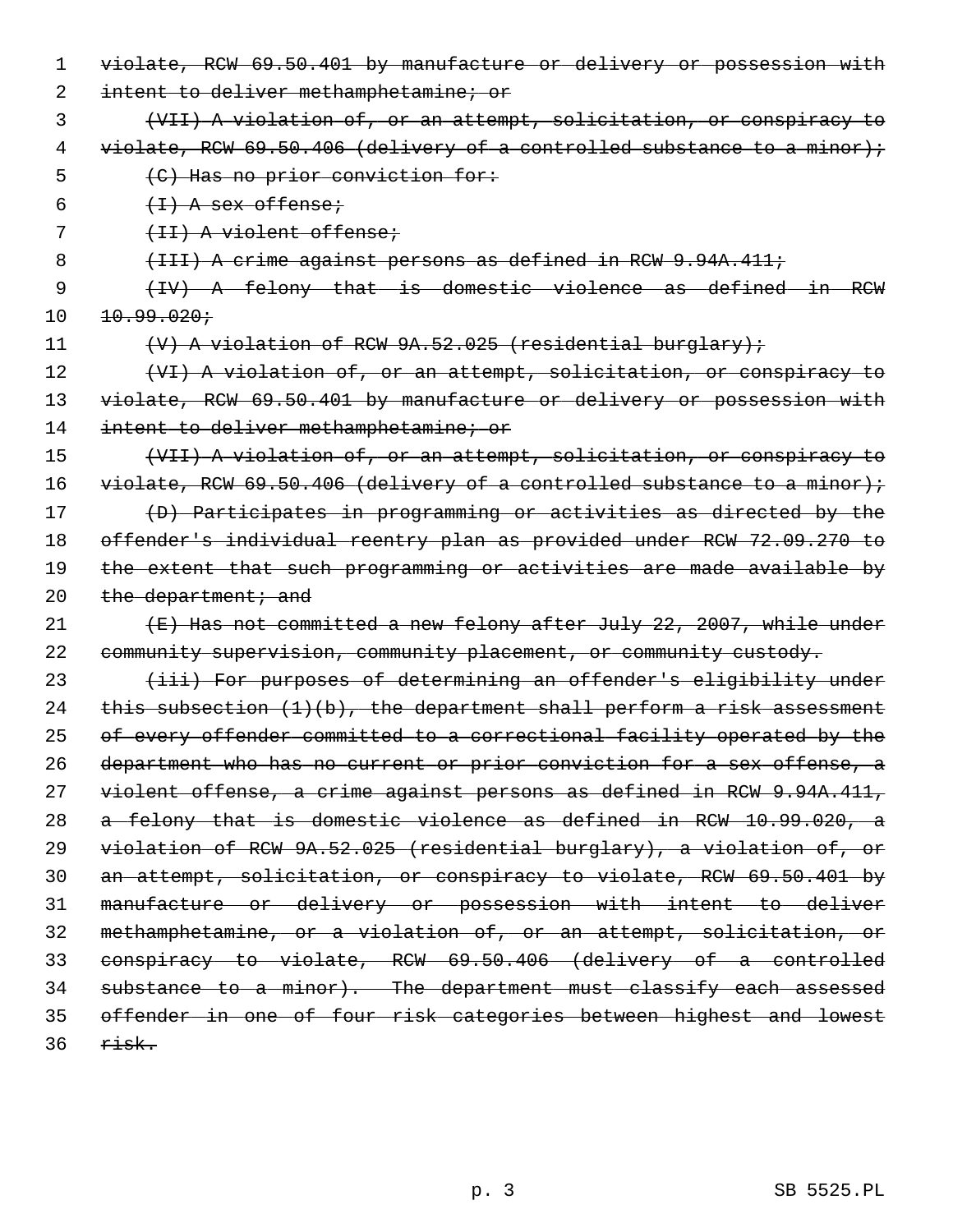~~violate, RCW 69.50.401 by manufacture or delivery or possession with intent to deliver methamphetamine; or~~

~~(VII) A violation of, or an attempt, solicitation, or conspiracy to violate, RCW 69.50.406 (delivery of a controlled substance to a minor);~~

~~(C) Has no prior conviction for:~~

~~(I) A sex offense;~~

~~(II) A violent offense;~~

~~(III) A crime against persons as defined in RCW 9.94A.411;~~

~~(IV) A felony that is domestic violence as defined in RCW 10.99.020;~~

~~(V) A violation of RCW 9A.52.025 (residential burglary);~~

~~(VI) A violation of, or an attempt, solicitation, or conspiracy to violate, RCW 69.50.401 by manufacture or delivery or possession with intent to deliver methamphetamine; or~~

~~(VII) A violation of, or an attempt, solicitation, or conspiracy to violate, RCW 69.50.406 (delivery of a controlled substance to a minor);~~

~~(D) Participates in programming or activities as directed by the offender's individual reentry plan as provided under RCW 72.09.270 to the extent that such programming or activities are made available by the department; and~~

~~(E) Has not committed a new felony after July 22, 2007, while under community supervision, community placement, or community custody.~~

~~(iii) For purposes of determining an offender's eligibility under this subsection (1)(b), the department shall perform a risk assessment of every offender committed to a correctional facility operated by the department who has no current or prior conviction for a sex offense, a violent offense, a crime against persons as defined in RCW 9.94A.411, a felony that is domestic violence as defined in RCW 10.99.020, a violation of RCW 9A.52.025 (residential burglary), a violation of, or an attempt, solicitation, or conspiracy to violate, RCW 69.50.401 by manufacture or delivery or possession with intent to deliver methamphetamine, or a violation of, or an attempt, solicitation, or conspiracy to violate, RCW 69.50.406 (delivery of a controlled substance to a minor). The department must classify each assessed offender in one of four risk categories between highest and lowest risk.~~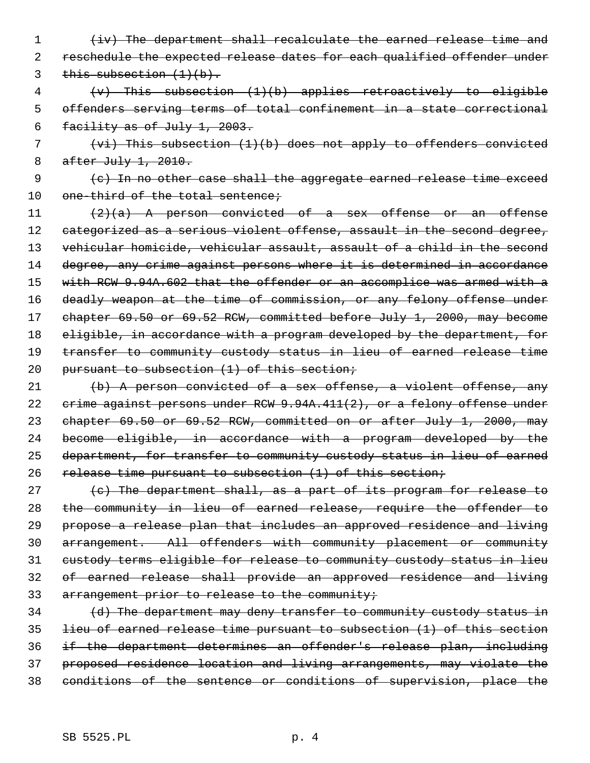~~(iv) The department shall recalculate the earned release time and reschedule the expected release dates for each qualified offender under this subsection (1)(b).~~

~~(v) This subsection (1)(b) applies retroactively to eligible offenders serving terms of total confinement in a state correctional facility as of July 1, 2003.~~

~~(vi) This subsection (1)(b) does not apply to offenders convicted after July 1, 2010.~~

~~(c) In no other case shall the aggregate earned release time exceed one-third of the total sentence;~~

~~(2)(a) A person convicted of a sex offense or an offense categorized as a serious violent offense, assault in the second degree, vehicular homicide, vehicular assault, assault of a child in the second degree, any crime against persons where it is determined in accordance with RCW 9.94A.602 that the offender or an accomplice was armed with a deadly weapon at the time of commission, or any felony offense under chapter 69.50 or 69.52 RCW, committed before July 1, 2000, may become eligible, in accordance with a program developed by the department, for transfer to community custody status in lieu of earned release time pursuant to subsection (1) of this section;~~

~~(b) A person convicted of a sex offense, a violent offense, any crime against persons under RCW 9.94A.411(2), or a felony offense under chapter 69.50 or 69.52 RCW, committed on or after July 1, 2000, may become eligible, in accordance with a program developed by the department, for transfer to community custody status in lieu of earned release time pursuant to subsection (1) of this section;~~

~~(c) The department shall, as a part of its program for release to the community in lieu of earned release, require the offender to propose a release plan that includes an approved residence and living arrangement. All offenders with community placement or community custody terms eligible for release to community custody status in lieu of earned release shall provide an approved residence and living arrangement prior to release to the community;~~

~~(d) The department may deny transfer to community custody status in lieu of earned release time pursuant to subsection (1) of this section if the department determines an offender's release plan, including proposed residence location and living arrangements, may violate the conditions of the sentence or conditions of supervision, place the~~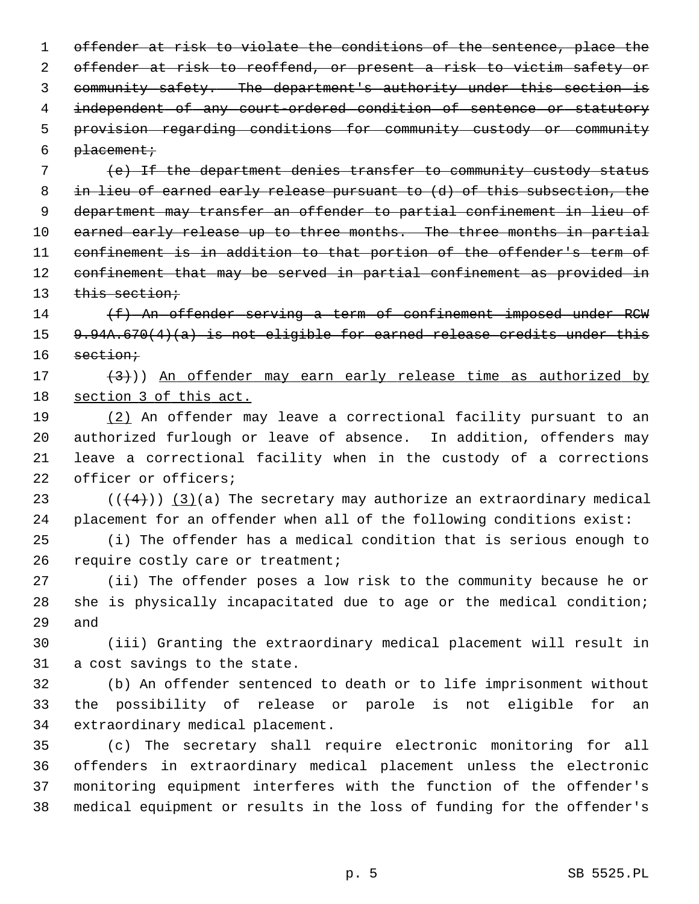~~offender at risk to violate the conditions of the sentence, place the offender at risk to reoffend, or present a risk to victim safety or community safety. The department's authority under this section is independent of any court-ordered condition of sentence or statutory provision regarding conditions for community custody or community placement;~~

~~(e) If the department denies transfer to community custody status in lieu of earned early release pursuant to (d) of this subsection, the department may transfer an offender to partial confinement in lieu of earned early release up to three months. The three months in partial confinement is in addition to that portion of the offender's term of confinement that may be served in partial confinement as provided in this section;~~

~~(f) An offender serving a term of confinement imposed under RCW 9.94A.670(4)(a) is not eligible for earned release credits under this section;~~

~~(3)~~)) <u>An offender may earn early release time as authorized by section 3 of this act.</u>

<u>(2)</u> An offender may leave a correctional facility pursuant to an authorized furlough or leave of absence. In addition, offenders may leave a correctional facility when in the custody of a corrections officer or officers;

((~~(4)~~)) <u>(3)</u>(a) The secretary may authorize an extraordinary medical placement for an offender when all of the following conditions exist:

(i) The offender has a medical condition that is serious enough to require costly care or treatment;

(ii) The offender poses a low risk to the community because he or she is physically incapacitated due to age or the medical condition; and

(iii) Granting the extraordinary medical placement will result in a cost savings to the state.

(b) An offender sentenced to death or to life imprisonment without the possibility of release or parole is not eligible for an extraordinary medical placement.

(c) The secretary shall require electronic monitoring for all offenders in extraordinary medical placement unless the electronic monitoring equipment interferes with the function of the offender's medical equipment or results in the loss of funding for the offender's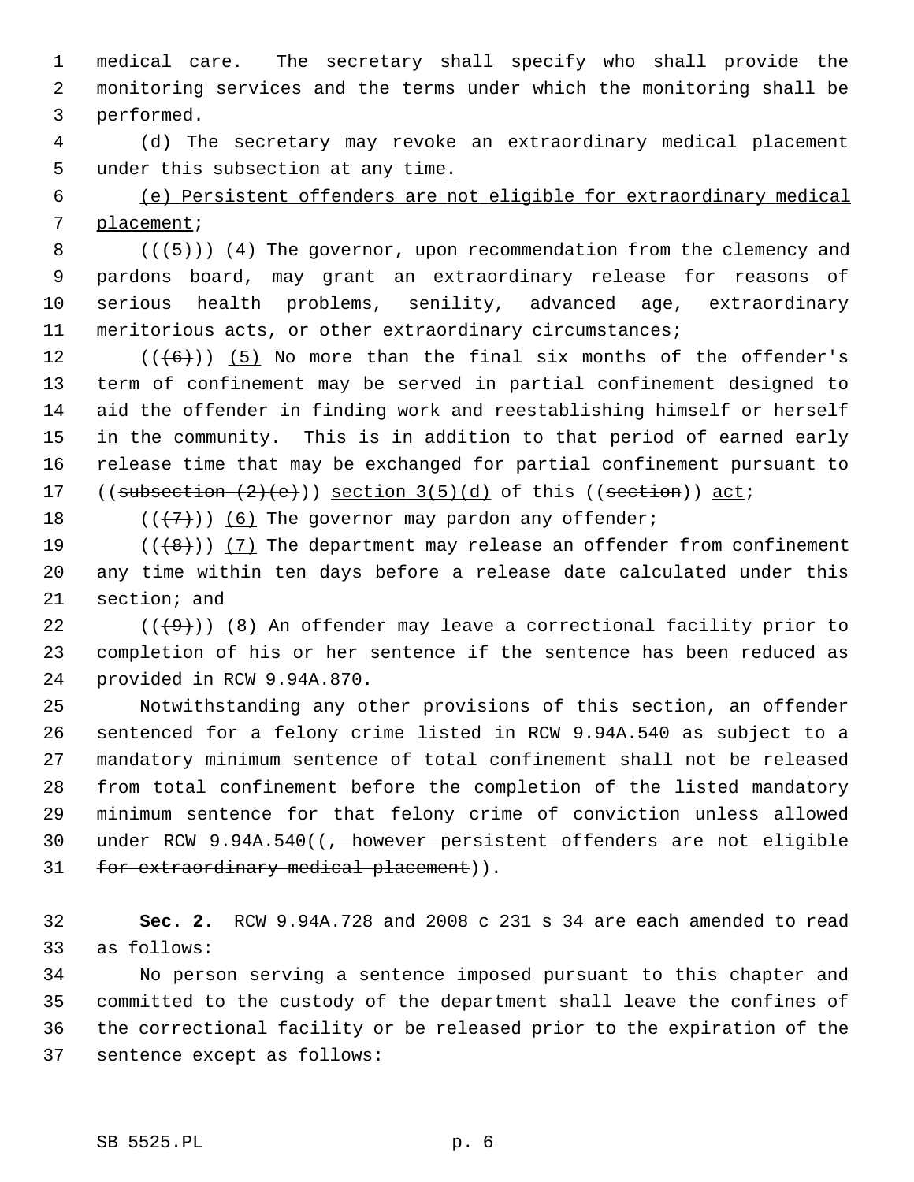medical care. The secretary shall specify who shall provide the monitoring services and the terms under which the monitoring shall be performed.

(d) The secretary may revoke an extraordinary medical placement under this subsection at any time.

(e) Persistent offenders are not eligible for extraordinary medical placement;

(((5))) (4) The governor, upon recommendation from the clemency and pardons board, may grant an extraordinary release for reasons of serious health problems, senility, advanced age, extraordinary meritorious acts, or other extraordinary circumstances;

(((6))) (5) No more than the final six months of the offender's term of confinement may be served in partial confinement designed to aid the offender in finding work and reestablishing himself or herself in the community. This is in addition to that period of earned early release time that may be exchanged for partial confinement pursuant to ((subsection (2)(e))) section 3(5)(d) of this ((section)) act;

(((7))) (6) The governor may pardon any offender;

(((8))) (7) The department may release an offender from confinement any time within ten days before a release date calculated under this section; and

(((9))) (8) An offender may leave a correctional facility prior to completion of his or her sentence if the sentence has been reduced as provided in RCW 9.94A.870.

Notwithstanding any other provisions of this section, an offender sentenced for a felony crime listed in RCW 9.94A.540 as subject to a mandatory minimum sentence of total confinement shall not be released from total confinement before the completion of the listed mandatory minimum sentence for that felony crime of conviction unless allowed under RCW 9.94A.540((, however persistent offenders are not eligible for extraordinary medical placement)).

**Sec. 2.** RCW 9.94A.728 and 2008 c 231 s 34 are each amended to read as follows:

No person serving a sentence imposed pursuant to this chapter and committed to the custody of the department shall leave the confines of the correctional facility or be released prior to the expiration of the sentence except as follows: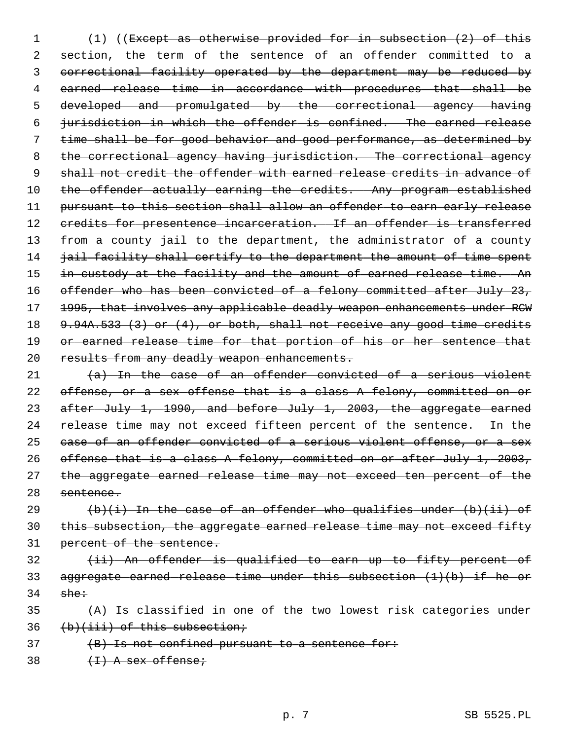(1) ((~~Except as otherwise provided for in subsection (2) of this section, the term of the sentence of an offender committed to a correctional facility operated by the department may be reduced by earned release time in accordance with procedures that shall be developed and promulgated by the correctional agency having jurisdiction in which the offender is confined. The earned release time shall be for good behavior and good performance, as determined by the correctional agency having jurisdiction. The correctional agency shall not credit the offender with earned release credits in advance of the offender actually earning the credits. Any program established pursuant to this section shall allow an offender to earn early release credits for presentence incarceration. If an offender is transferred from a county jail to the department, the administrator of a county jail facility shall certify to the department the amount of time spent in custody at the facility and the amount of earned release time. An offender who has been convicted of a felony committed after July 23, 1995, that involves any applicable deadly weapon enhancements under RCW 9.94A.533 (3) or (4), or both, shall not receive any good time credits or earned release time for that portion of his or her sentence that results from any deadly weapon enhancements.~~

~~(a) In the case of an offender convicted of a serious violent offense, or a sex offense that is a class A felony, committed on or after July 1, 1990, and before July 1, 2003, the aggregate earned release time may not exceed fifteen percent of the sentence. In the case of an offender convicted of a serious violent offense, or a sex offense that is a class A felony, committed on or after July 1, 2003, the aggregate earned release time may not exceed ten percent of the sentence.~~

~~(b)(i) In the case of an offender who qualifies under (b)(ii) of this subsection, the aggregate earned release time may not exceed fifty percent of the sentence.~~

~~(ii) An offender is qualified to earn up to fifty percent of aggregate earned release time under this subsection (1)(b) if he or she:~~

~~(A) Is classified in one of the two lowest risk categories under (b)(iii) of this subsection;~~

~~(B) Is not confined pursuant to a sentence for:~~

~~(I) A sex offense;~~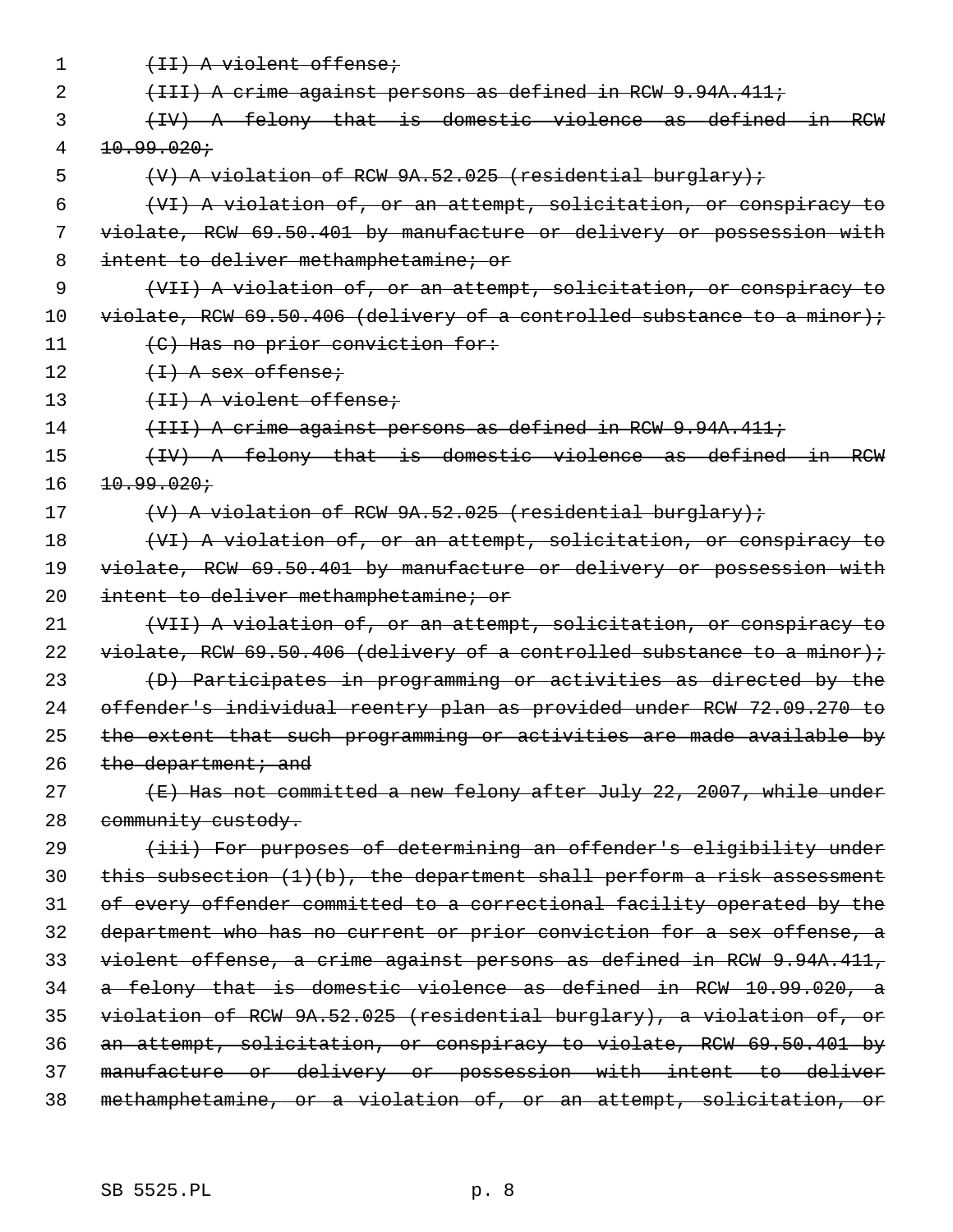~~(II) A violent offense;~~

~~(III) A crime against persons as defined in RCW 9.94A.411;~~

~~(IV) A felony that is domestic violence as defined in RCW 10.99.020;~~

~~(V) A violation of RCW 9A.52.025 (residential burglary);~~

~~(VI) A violation of, or an attempt, solicitation, or conspiracy to violate, RCW 69.50.401 by manufacture or delivery or possession with intent to deliver methamphetamine; or~~

~~(VII) A violation of, or an attempt, solicitation, or conspiracy to violate, RCW 69.50.406 (delivery of a controlled substance to a minor);~~

~~(C) Has no prior conviction for:~~

~~(I) A sex offense;~~

~~(II) A violent offense;~~

~~(III) A crime against persons as defined in RCW 9.94A.411;~~

~~(IV) A felony that is domestic violence as defined in RCW 10.99.020;~~

~~(V) A violation of RCW 9A.52.025 (residential burglary);~~

~~(VI) A violation of, or an attempt, solicitation, or conspiracy to violate, RCW 69.50.401 by manufacture or delivery or possession with intent to deliver methamphetamine; or~~

~~(VII) A violation of, or an attempt, solicitation, or conspiracy to violate, RCW 69.50.406 (delivery of a controlled substance to a minor);~~

~~(D) Participates in programming or activities as directed by the offender's individual reentry plan as provided under RCW 72.09.270 to the extent that such programming or activities are made available by the department; and~~

~~(E) Has not committed a new felony after July 22, 2007, while under community custody.~~

~~(iii) For purposes of determining an offender's eligibility under this subsection (1)(b), the department shall perform a risk assessment of every offender committed to a correctional facility operated by the department who has no current or prior conviction for a sex offense, a violent offense, a crime against persons as defined in RCW 9.94A.411, a felony that is domestic violence as defined in RCW 10.99.020, a violation of RCW 9A.52.025 (residential burglary), a violation of, or an attempt, solicitation, or conspiracy to violate, RCW 69.50.401 by manufacture or delivery or possession with intent to deliver methamphetamine, or a violation of, or an attempt, solicitation, or~~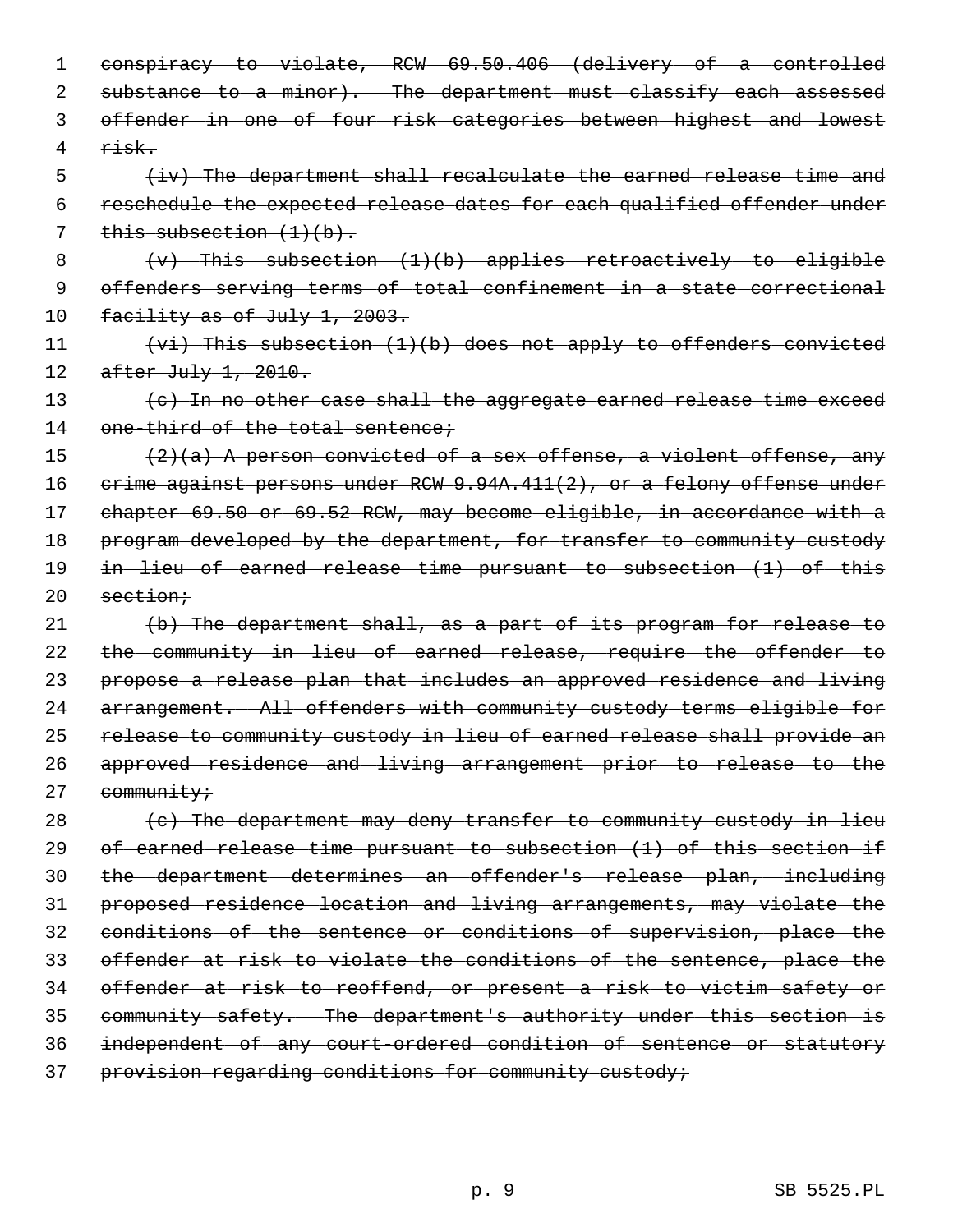~~conspiracy to violate, RCW 69.50.406 (delivery of a controlled substance to a minor). The department must classify each assessed offender in one of four risk categories between highest and lowest risk.~~

~~(iv) The department shall recalculate the earned release time and reschedule the expected release dates for each qualified offender under this subsection (1)(b).~~

~~(v) This subsection (1)(b) applies retroactively to eligible offenders serving terms of total confinement in a state correctional facility as of July 1, 2003.~~

~~(vi) This subsection (1)(b) does not apply to offenders convicted after July 1, 2010.~~

~~(c) In no other case shall the aggregate earned release time exceed one-third of the total sentence;~~

~~(2)(a) A person convicted of a sex offense, a violent offense, any crime against persons under RCW 9.94A.411(2), or a felony offense under chapter 69.50 or 69.52 RCW, may become eligible, in accordance with a program developed by the department, for transfer to community custody in lieu of earned release time pursuant to subsection (1) of this section;~~

~~(b) The department shall, as a part of its program for release to the community in lieu of earned release, require the offender to propose a release plan that includes an approved residence and living arrangement. All offenders with community custody terms eligible for release to community custody in lieu of earned release shall provide an approved residence and living arrangement prior to release to the community;~~

~~(c) The department may deny transfer to community custody in lieu of earned release time pursuant to subsection (1) of this section if the department determines an offender's release plan, including proposed residence location and living arrangements, may violate the conditions of the sentence or conditions of supervision, place the offender at risk to violate the conditions of the sentence, place the offender at risk to reoffend, or present a risk to victim safety or community safety. The department's authority under this section is independent of any court-ordered condition of sentence or statutory provision regarding conditions for community custody;~~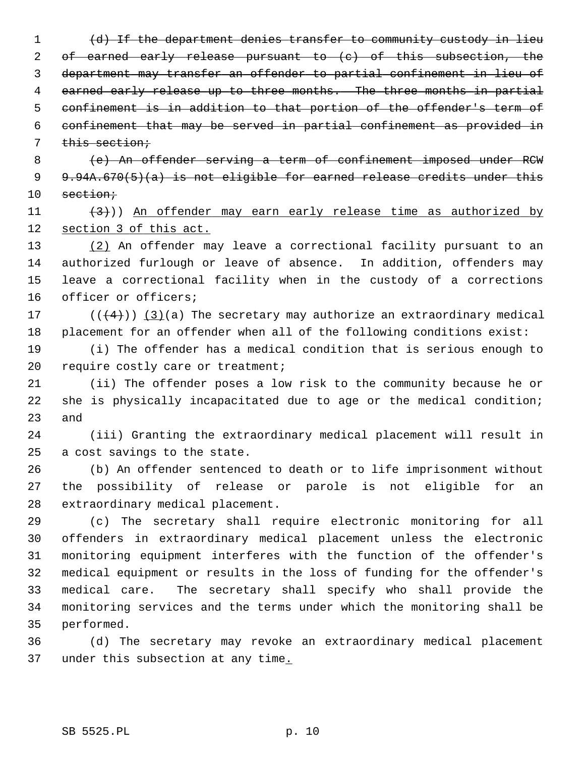~~(d) If the department denies transfer to community custody in lieu of earned early release pursuant to (c) of this subsection, the department may transfer an offender to partial confinement in lieu of earned early release up to three months. The three months in partial confinement is in addition to that portion of the offender's term of confinement that may be served in partial confinement as provided in this section;~~

~~(e) An offender serving a term of confinement imposed under RCW 9.94A.670(5)(a) is not eligible for earned release credits under this section;~~

~~(3)~~)) An offender may earn early release time as authorized by section 3 of this act.

(2) An offender may leave a correctional facility pursuant to an authorized furlough or leave of absence. In addition, offenders may leave a correctional facility when in the custody of a corrections officer or officers;

((~~(4)~~)) (3)(a) The secretary may authorize an extraordinary medical placement for an offender when all of the following conditions exist:

(i) The offender has a medical condition that is serious enough to require costly care or treatment;

(ii) The offender poses a low risk to the community because he or she is physically incapacitated due to age or the medical condition; and

(iii) Granting the extraordinary medical placement will result in a cost savings to the state.

(b) An offender sentenced to death or to life imprisonment without the possibility of release or parole is not eligible for an extraordinary medical placement.

(c) The secretary shall require electronic monitoring for all offenders in extraordinary medical placement unless the electronic monitoring equipment interferes with the function of the offender's medical equipment or results in the loss of funding for the offender's medical care. The secretary shall specify who shall provide the monitoring services and the terms under which the monitoring shall be performed.

(d) The secretary may revoke an extraordinary medical placement under this subsection at any time.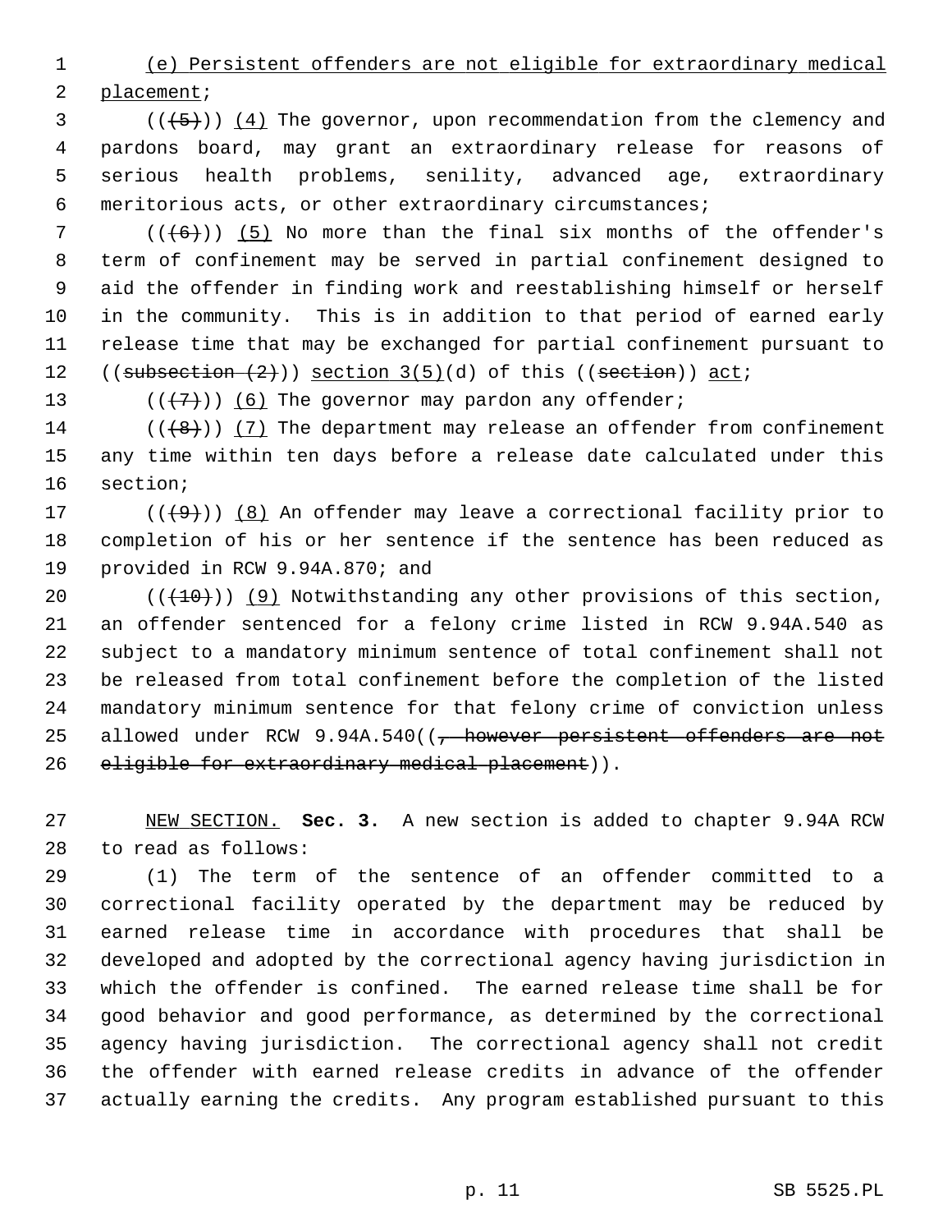(e) Persistent offenders are not eligible for extraordinary medical placement;

(((5))) (4) The governor, upon recommendation from the clemency and pardons board, may grant an extraordinary release for reasons of serious health problems, senility, advanced age, extraordinary meritorious acts, or other extraordinary circumstances;

(((6))) (5) No more than the final six months of the offender's term of confinement may be served in partial confinement designed to aid the offender in finding work and reestablishing himself or herself in the community. This is in addition to that period of earned early release time that may be exchanged for partial confinement pursuant to ((subsection (2))) section 3(5)(d) of this ((section)) act;

(((7))) (6) The governor may pardon any offender;

(((8))) (7) The department may release an offender from confinement any time within ten days before a release date calculated under this section;

(((9))) (8) An offender may leave a correctional facility prior to completion of his or her sentence if the sentence has been reduced as provided in RCW 9.94A.870; and

(((10))) (9) Notwithstanding any other provisions of this section, an offender sentenced for a felony crime listed in RCW 9.94A.540 as subject to a mandatory minimum sentence of total confinement shall not be released from total confinement before the completion of the listed mandatory minimum sentence for that felony crime of conviction unless allowed under RCW 9.94A.540((, however persistent offenders are not eligible for extraordinary medical placement)).

NEW SECTION. **Sec. 3.** A new section is added to chapter 9.94A RCW to read as follows:

(1) The term of the sentence of an offender committed to a correctional facility operated by the department may be reduced by earned release time in accordance with procedures that shall be developed and adopted by the correctional agency having jurisdiction in which the offender is confined. The earned release time shall be for good behavior and good performance, as determined by the correctional agency having jurisdiction. The correctional agency shall not credit the offender with earned release credits in advance of the offender actually earning the credits. Any program established pursuant to this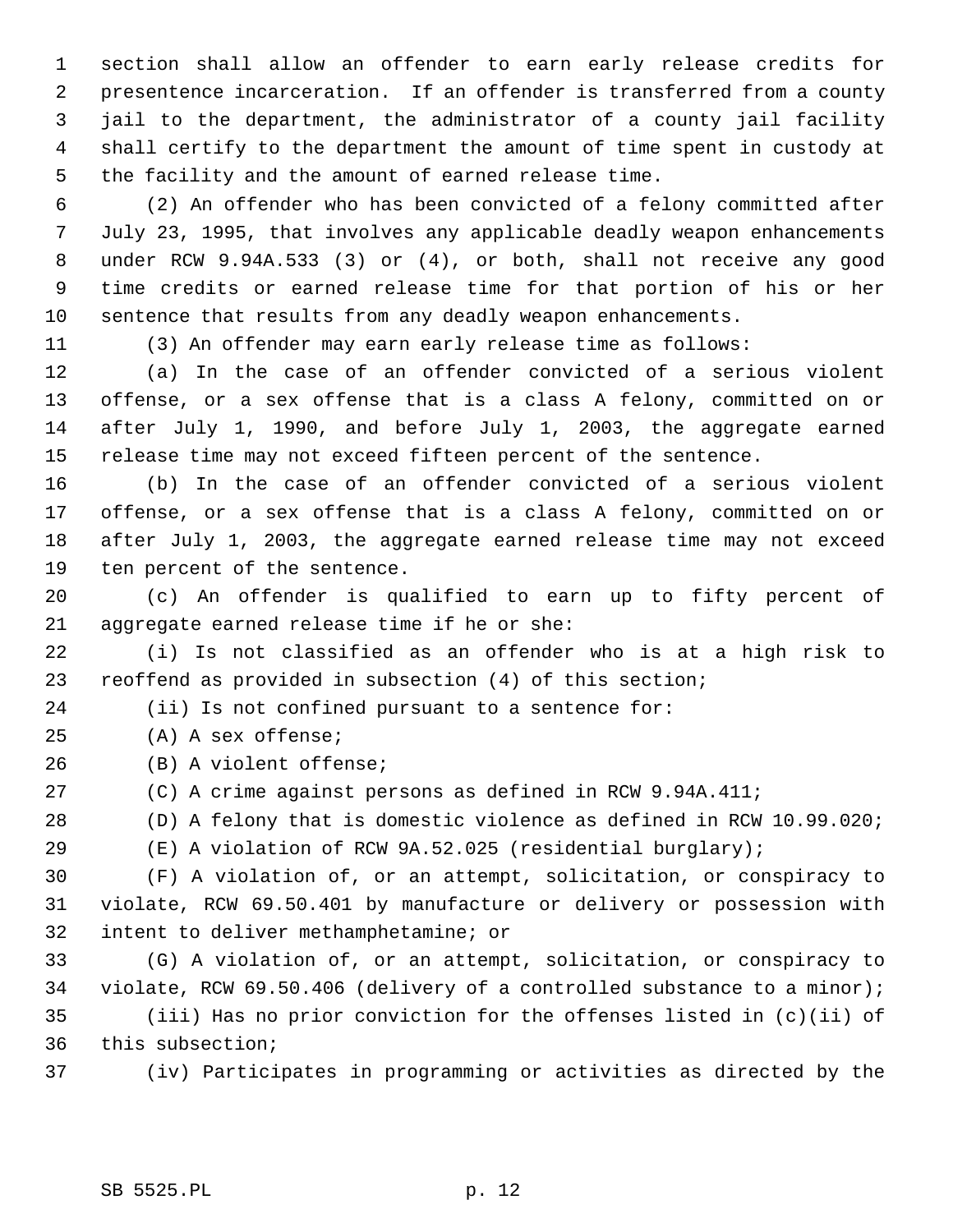section shall allow an offender to earn early release credits for presentence incarceration. If an offender is transferred from a county jail to the department, the administrator of a county jail facility shall certify to the department the amount of time spent in custody at the facility and the amount of earned release time.

(2) An offender who has been convicted of a felony committed after July 23, 1995, that involves any applicable deadly weapon enhancements under RCW 9.94A.533 (3) or (4), or both, shall not receive any good time credits or earned release time for that portion of his or her sentence that results from any deadly weapon enhancements.

(3) An offender may earn early release time as follows:

(a) In the case of an offender convicted of a serious violent offense, or a sex offense that is a class A felony, committed on or after July 1, 1990, and before July 1, 2003, the aggregate earned release time may not exceed fifteen percent of the sentence.

(b) In the case of an offender convicted of a serious violent offense, or a sex offense that is a class A felony, committed on or after July 1, 2003, the aggregate earned release time may not exceed ten percent of the sentence.

(c) An offender is qualified to earn up to fifty percent of aggregate earned release time if he or she:

(i) Is not classified as an offender who is at a high risk to reoffend as provided in subsection (4) of this section;

(ii) Is not confined pursuant to a sentence for:

(A) A sex offense;

(B) A violent offense;

(C) A crime against persons as defined in RCW 9.94A.411;

(D) A felony that is domestic violence as defined in RCW 10.99.020;

(E) A violation of RCW 9A.52.025 (residential burglary);

(F) A violation of, or an attempt, solicitation, or conspiracy to violate, RCW 69.50.401 by manufacture or delivery or possession with intent to deliver methamphetamine; or

(G) A violation of, or an attempt, solicitation, or conspiracy to violate, RCW 69.50.406 (delivery of a controlled substance to a minor);

(iii) Has no prior conviction for the offenses listed in (c)(ii) of this subsection;

(iv) Participates in programming or activities as directed by the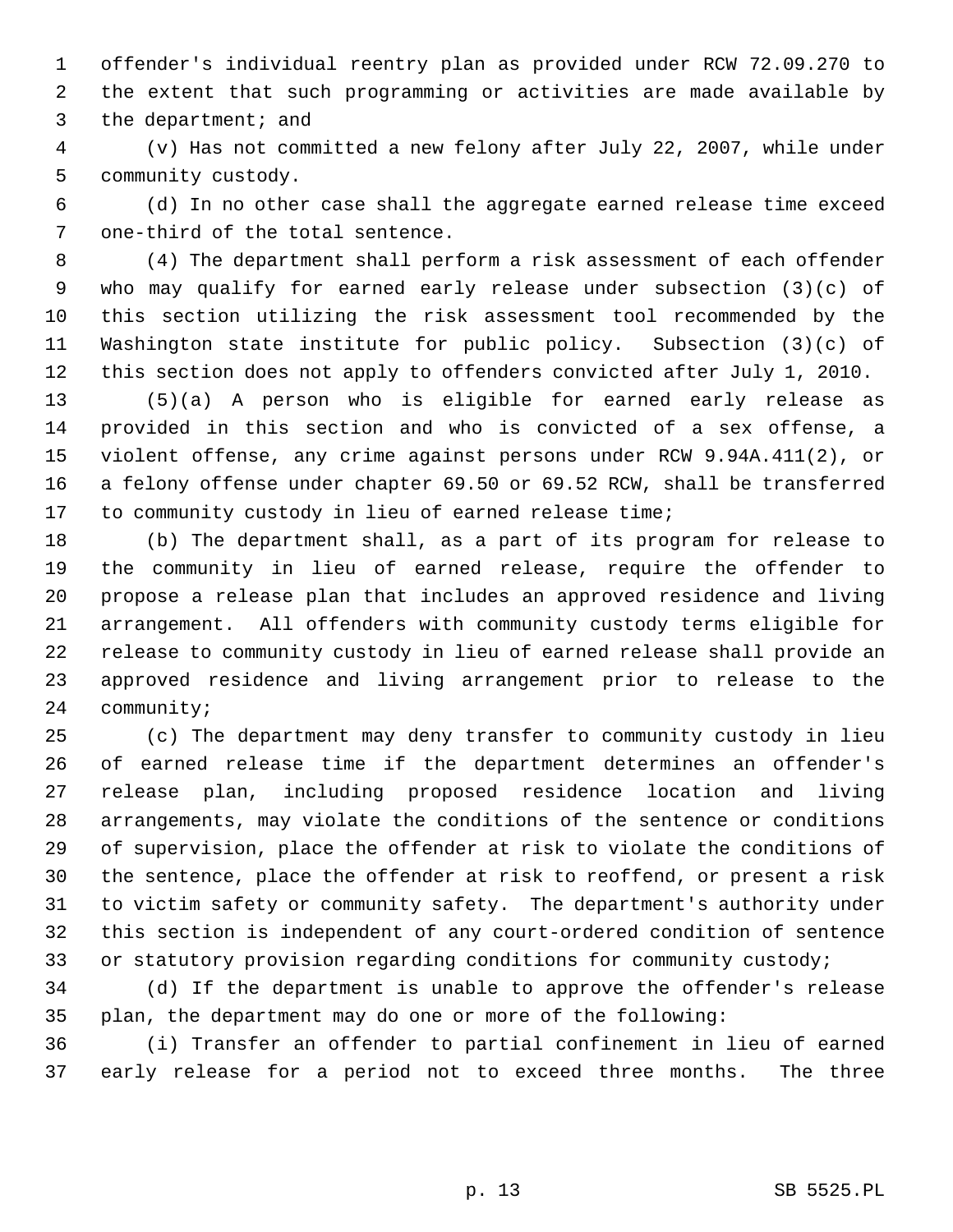offender's individual reentry plan as provided under RCW 72.09.270 to the extent that such programming or activities are made available by the department; and

(v) Has not committed a new felony after July 22, 2007, while under community custody.

(d) In no other case shall the aggregate earned release time exceed one-third of the total sentence.

(4) The department shall perform a risk assessment of each offender who may qualify for earned early release under subsection (3)(c) of this section utilizing the risk assessment tool recommended by the Washington state institute for public policy. Subsection (3)(c) of this section does not apply to offenders convicted after July 1, 2010.

(5)(a) A person who is eligible for earned early release as provided in this section and who is convicted of a sex offense, a violent offense, any crime against persons under RCW 9.94A.411(2), or a felony offense under chapter 69.50 or 69.52 RCW, shall be transferred to community custody in lieu of earned release time;

(b) The department shall, as a part of its program for release to the community in lieu of earned release, require the offender to propose a release plan that includes an approved residence and living arrangement. All offenders with community custody terms eligible for release to community custody in lieu of earned release shall provide an approved residence and living arrangement prior to release to the community;

(c) The department may deny transfer to community custody in lieu of earned release time if the department determines an offender's release plan, including proposed residence location and living arrangements, may violate the conditions of the sentence or conditions of supervision, place the offender at risk to violate the conditions of the sentence, place the offender at risk to reoffend, or present a risk to victim safety or community safety. The department's authority under this section is independent of any court-ordered condition of sentence or statutory provision regarding conditions for community custody;

(d) If the department is unable to approve the offender's release plan, the department may do one or more of the following:

(i) Transfer an offender to partial confinement in lieu of earned early release for a period not to exceed three months. The three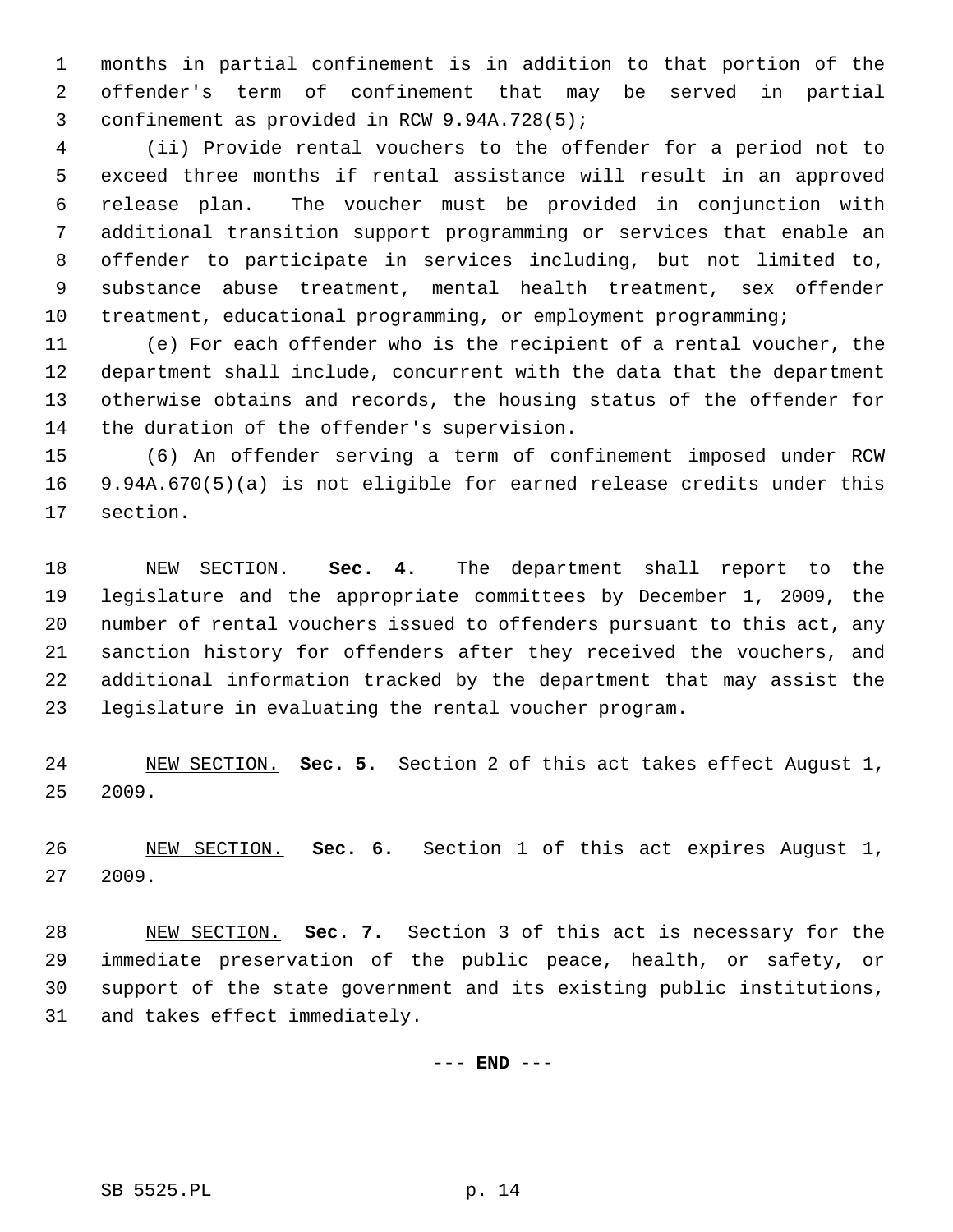months in partial confinement is in addition to that portion of the offender's term of confinement that may be served in partial confinement as provided in RCW 9.94A.728(5);

(ii) Provide rental vouchers to the offender for a period not to exceed three months if rental assistance will result in an approved release plan. The voucher must be provided in conjunction with additional transition support programming or services that enable an offender to participate in services including, but not limited to, substance abuse treatment, mental health treatment, sex offender treatment, educational programming, or employment programming;

(e) For each offender who is the recipient of a rental voucher, the department shall include, concurrent with the data that the department otherwise obtains and records, the housing status of the offender for the duration of the offender's supervision.

(6) An offender serving a term of confinement imposed under RCW 9.94A.670(5)(a) is not eligible for earned release credits under this section.

NEW SECTION. **Sec. 4.** The department shall report to the legislature and the appropriate committees by December 1, 2009, the number of rental vouchers issued to offenders pursuant to this act, any sanction history for offenders after they received the vouchers, and additional information tracked by the department that may assist the legislature in evaluating the rental voucher program.

NEW SECTION. **Sec. 5.** Section 2 of this act takes effect August 1, 2009.

NEW SECTION. **Sec. 6.** Section 1 of this act expires August 1, 2009.

NEW SECTION. **Sec. 7.** Section 3 of this act is necessary for the immediate preservation of the public peace, health, or safety, or support of the state government and its existing public institutions, and takes effect immediately.

**--- END ---**